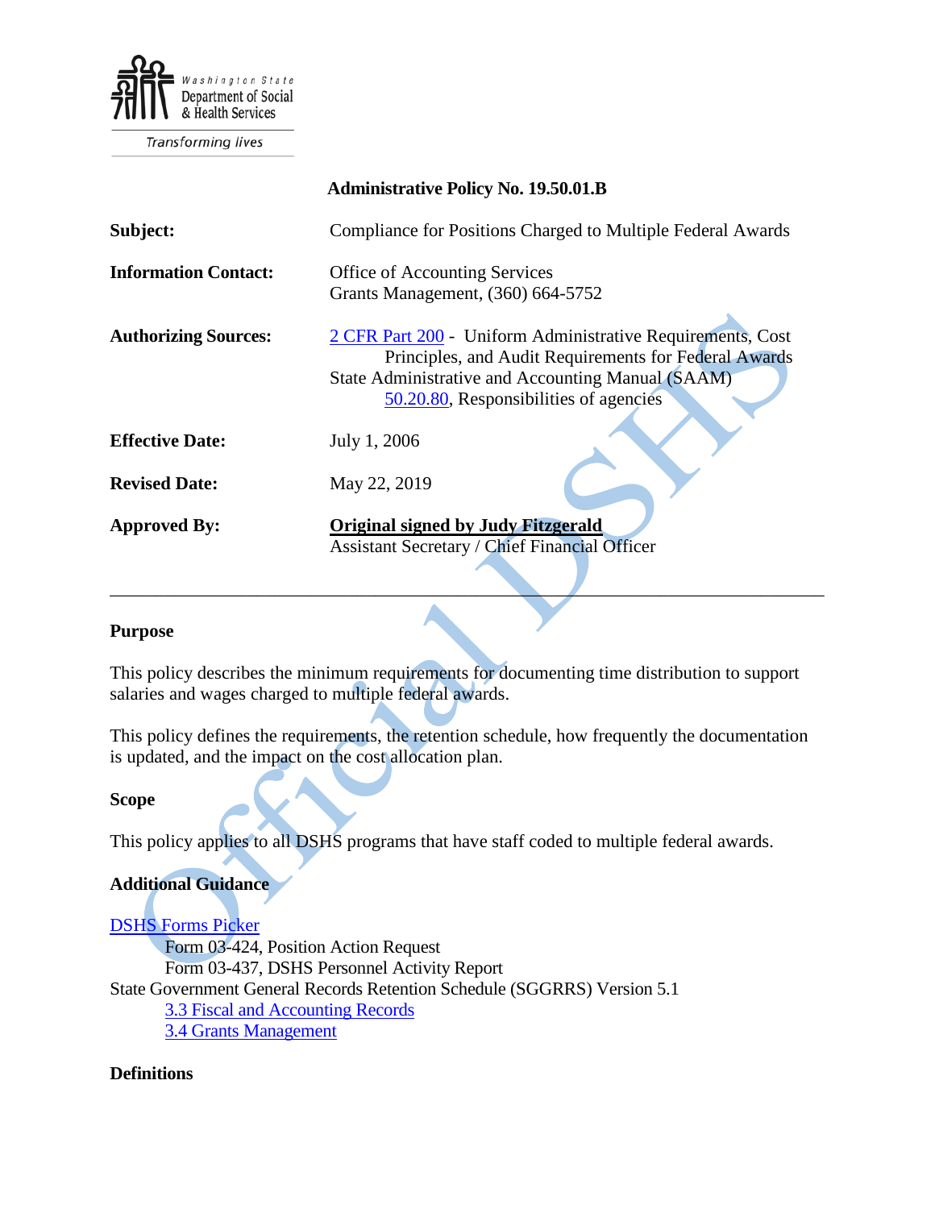Washington State Department of Social & Health Services

Transforming lives

**Administrative Policy No. 19.50.01.B**

| | |
|---|---|
| **Subject:** | Compliance for Positions Charged to Multiple Federal Awards |
| **Information Contact:** | Office of Accounting Services<br>Grants Management, (360) 664-5752 |
| **Authorizing Sources:** | 2 CFR Part 200 - Uniform Administrative Requirements, Cost Principles, and Audit Requirements for Federal Awards<br>State Administrative and Accounting Manual (SAAM) 50.20.80, Responsibilities of agencies |
| **Effective Date:** | July 1, 2006 |
| **Revised Date:** | May 22, 2019 |
| **Approved By:** | **Original signed by Judy Fitzgerald**<br>Assistant Secretary / Chief Financial Officer |

---

## Purpose

This policy describes the minimum requirements for documenting time distribution to support salaries and wages charged to multiple federal awards.

This policy defines the requirements, the retention schedule, how frequently the documentation is updated, and the impact on the cost allocation plan.

## Scope

This policy applies to all DSHS programs that have staff coded to multiple federal awards.

## Additional Guidance

DSHS Forms Picker
- Form 03-424, Position Action Request
- Form 03-437, DSHS Personnel Activity Report

State Government General Records Retention Schedule (SGGRRS) Version 5.1
- 3.3 Fiscal and Accounting Records
- 3.4 Grants Management

## Definitions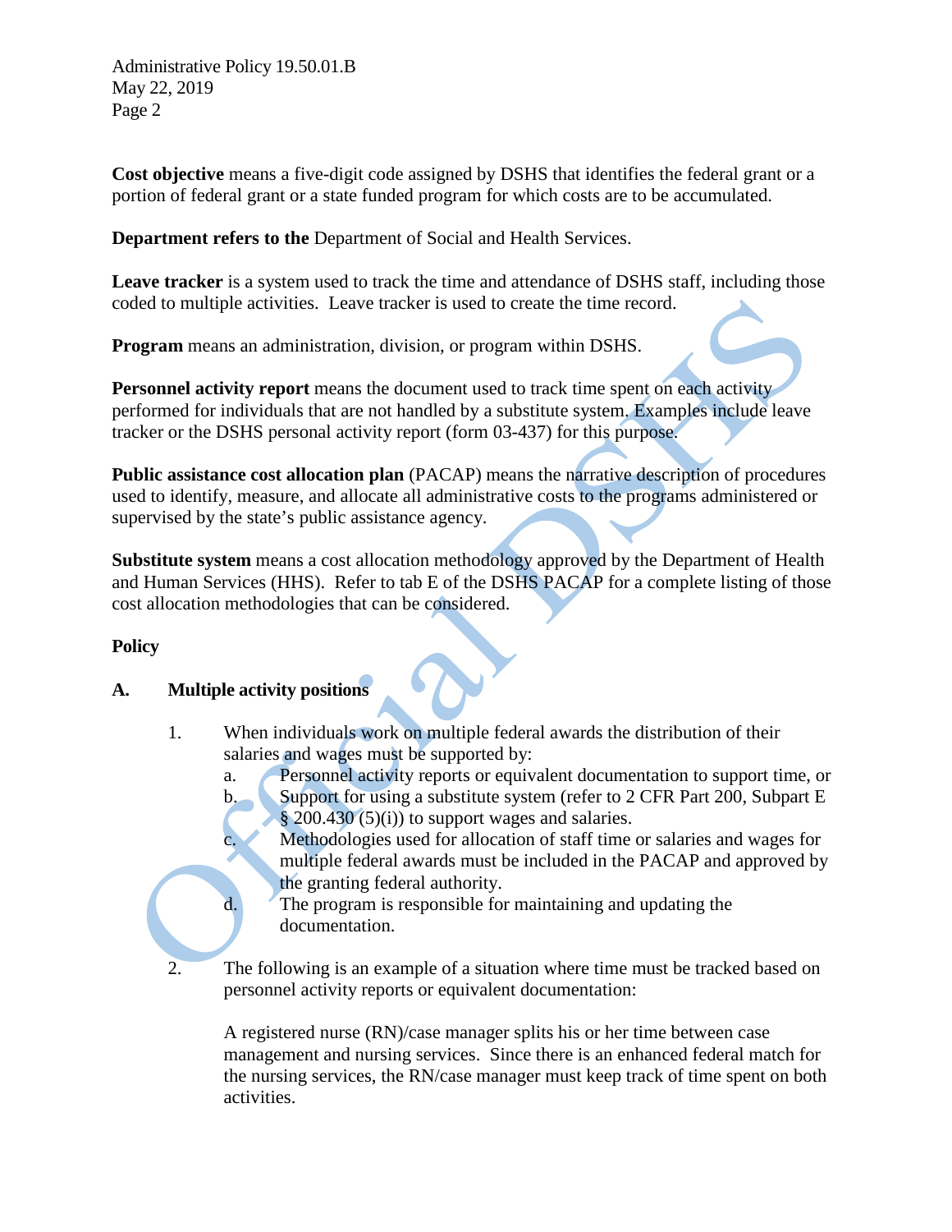**Cost objective** means a five-digit code assigned by DSHS that identifies the federal grant or a portion of federal grant or a state funded program for which costs are to be accumulated.

**Department refers to the** Department of Social and Health Services.

**Leave tracker** is a system used to track the time and attendance of DSHS staff, including those coded to multiple activities. Leave tracker is used to create the time record.

**Program** means an administration, division, or program within DSHS.

**Personnel activity report** means the document used to track time spent on each activity performed for individuals that are not handled by a substitute system. Examples include leave tracker or the DSHS personal activity report (form 03-437) for this purpose.

**Public assistance cost allocation plan** (PACAP) means the narrative description of procedures used to identify, measure, and allocate all administrative costs to the programs administered or supervised by the state's public assistance agency.

**Substitute system** means a cost allocation methodology approved by the Department of Health and Human Services (HHS). Refer to tab E of the DSHS PACAP for a complete listing of those cost allocation methodologies that can be considered.

## Policy

### A. Multiple activity positions

1. When individuals work on multiple federal awards the distribution of their salaries and wages must be supported by:
   a. Personnel activity reports or equivalent documentation to support time, or
   b. Support for using a substitute system (refer to 2 CFR Part 200, Subpart E § 200.430 (5)(i)) to support wages and salaries.
   c. Methodologies used for allocation of staff time or salaries and wages for multiple federal awards must be included in the PACAP and approved by the granting federal authority.
   d. The program is responsible for maintaining and updating the documentation.

2. The following is an example of a situation where time must be tracked based on personnel activity reports or equivalent documentation:

   A registered nurse (RN)/case manager splits his or her time between case management and nursing services. Since there is an enhanced federal match for the nursing services, the RN/case manager must keep track of time spent on both activities.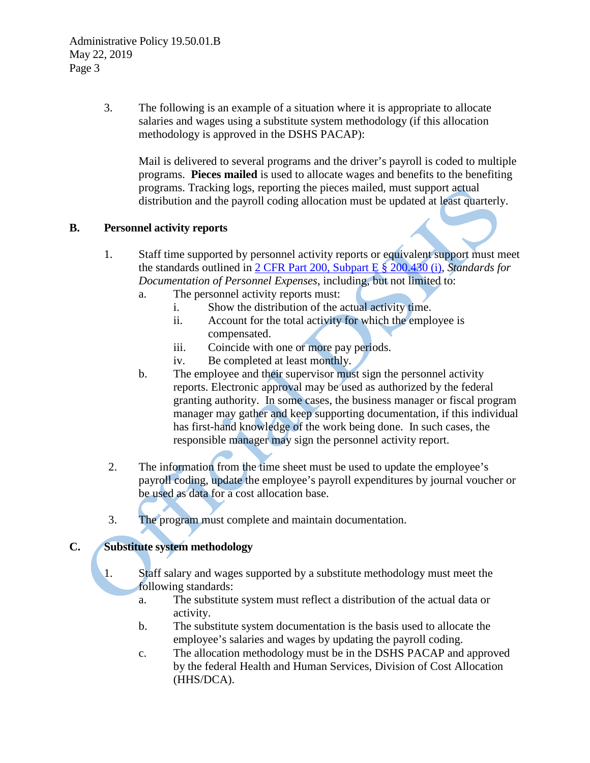3. The following is an example of a situation where it is appropriate to allocate salaries and wages using a substitute system methodology (if this allocation methodology is approved in the DSHS PACAP):

   Mail is delivered to several programs and the driver's payroll is coded to multiple programs. **Pieces mailed** is used to allocate wages and benefits to the benefiting programs. Tracking logs, reporting the pieces mailed, must support actual distribution and the payroll coding allocation must be updated at least quarterly.

**B. Personnel activity reports**

1. Staff time supported by personnel activity reports or equivalent support must meet the standards outlined in [2 CFR Part 200, Subpart E § 200.430 (i)](), *Standards for Documentation of Personnel Expenses*, including, but not limited to:
   a. The personnel activity reports must:
      i. Show the distribution of the actual activity time.
      ii. Account for the total activity for which the employee is compensated.
      iii. Coincide with one or more pay periods.
      iv. Be completed at least monthly.
   b. The employee and their supervisor must sign the personnel activity reports. Electronic approval may be used as authorized by the federal granting authority. In some cases, the business manager or fiscal program manager may gather and keep supporting documentation, if this individual has first-hand knowledge of the work being done. In such cases, the responsible manager may sign the personnel activity report.

2. The information from the time sheet must be used to update the employee's payroll coding, update the employee's payroll expenditures by journal voucher or be used as data for a cost allocation base.

3. The program must complete and maintain documentation.

**C. Substitute system methodology**

1. Staff salary and wages supported by a substitute methodology must meet the following standards:
   a. The substitute system must reflect a distribution of the actual data or activity.
   b. The substitute system documentation is the basis used to allocate the employee's salaries and wages by updating the payroll coding.
   c. The allocation methodology must be in the DSHS PACAP and approved by the federal Health and Human Services, Division of Cost Allocation (HHS/DCA).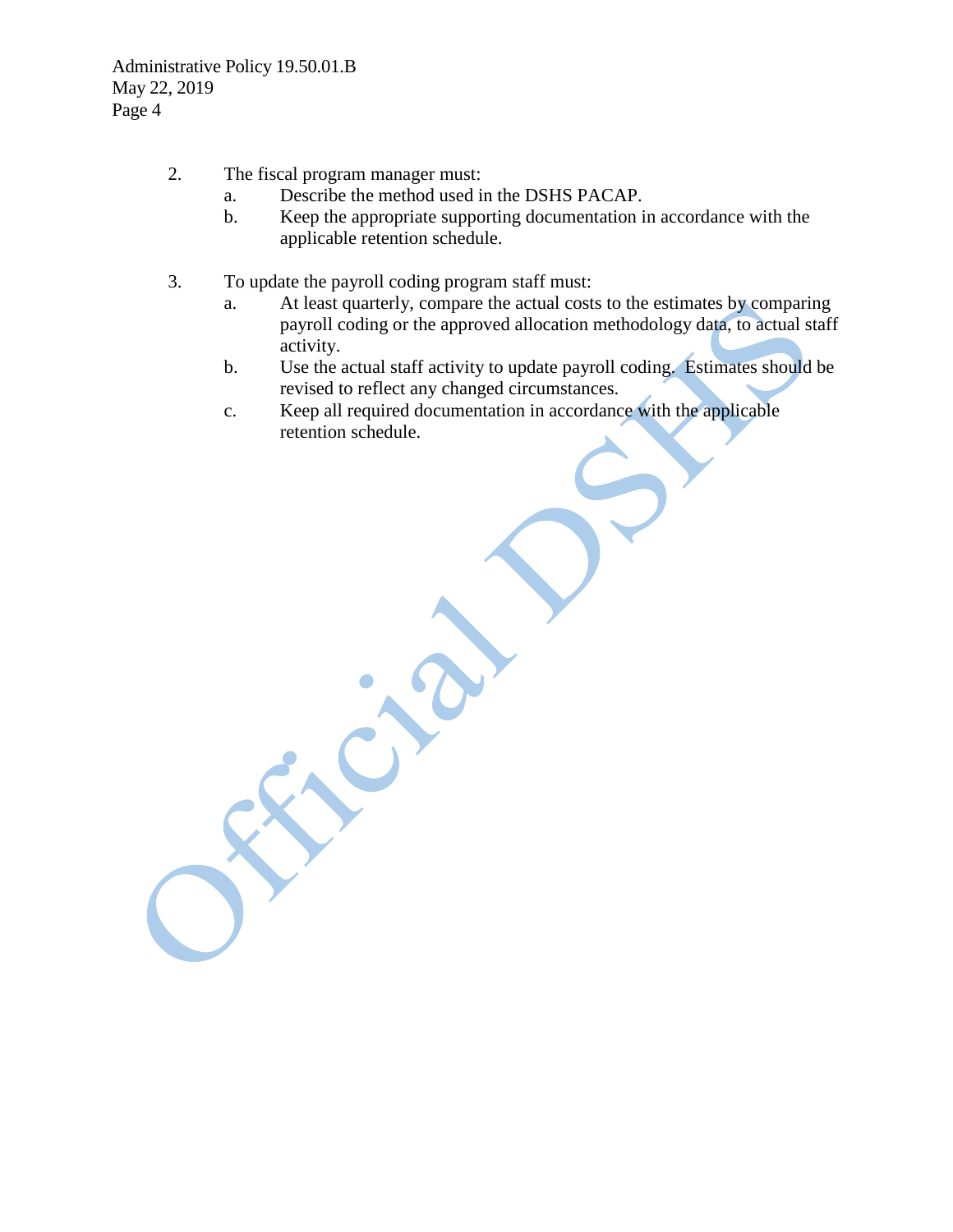2. The fiscal program manager must:
   a. Describe the method used in the DSHS PACAP.
   b. Keep the appropriate supporting documentation in accordance with the applicable retention schedule.

3. To update the payroll coding program staff must:
   a. At least quarterly, compare the actual costs to the estimates by comparing payroll coding or the approved allocation methodology data, to actual staff activity.
   b. Use the actual staff activity to update payroll coding. Estimates should be revised to reflect any changed circumstances.
   c. Keep all required documentation in accordance with the applicable retention schedule.